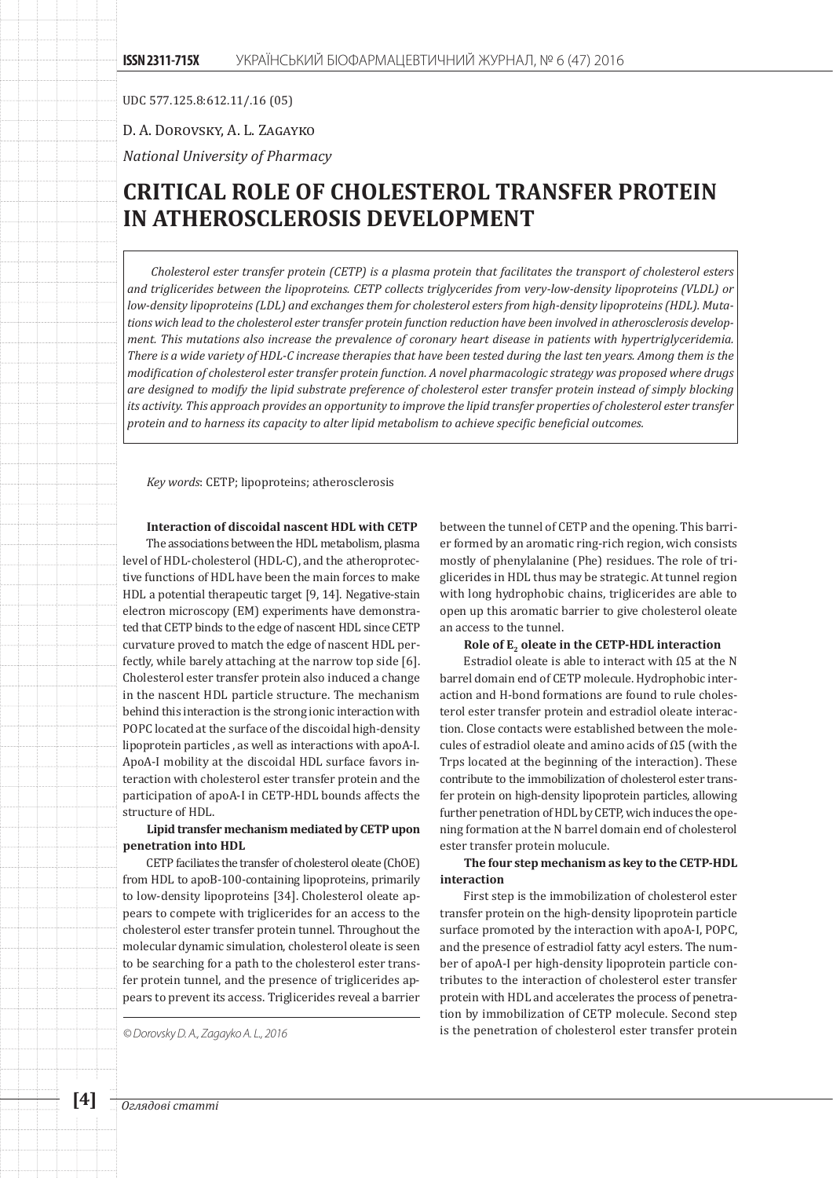UDC 577.125.8:612.11/.16 (05)

D. A. Dorovsky, A. L. Zagayko

*National University of Pharmacy*

# CRITICAL ROLE OF CHOLESTEROL TRANSFER PROTEIN IN ATHEROSCLEROSIS DEVELOPMENT

*Cholesterol ester transfer protein (CETP) is a plasma protein that facilitates the transport of cholesterol esters and triglicerides between the lipoproteins. CETP collects triglycerides from very-low-density lipoproteins (VLDL) or low-density lipoproteins (LDL) and exchanges them for cholesterol esters from high-density lipoproteins (HDL). Mutations wich lead to the cholesterol ester transfer protein function reduction have been involved in atherosclerosis development. This mutations also increase the prevalence of coronary heart disease in patients with hypertriglyceridemia. There is a wide variety of HDL-C increase therapies that have been tested during the last ten years. Among them is the modification of cholesterol ester transfer protein function. A novel pharmacologic strategy was proposed where drugs are designed to modify the lipid substrate preference of cholesterol ester transfer protein instead of simply blocking its activity. This approach provides an opportunity to improve the lipid transfer properties of cholesterol ester transfer protein and to harness its capacity to alter lipid metabolism to achieve specific beneficial outcomes.*

*Key words*: CETP; lipoproteins; atherosclerosis

**Interaction of discoidal nascent HDL with CETP**

The associations between the HDL metabolism, plasma level of HDL-cholesterol (HDL-C), and the atheroprotective functions of HDL have been the main forces to make HDL a potential therapeutic target [9, 14]. Negative-stain electron microscopy (EM) experiments have demonstrated that CETP binds to the edge of nascent HDL since CETP curvature proved to match the edge of nascent HDL perfectly, while barely attaching at the narrow top side [6]. Cholesterol ester transfer protein also induced a change in the nascent HDL particle structure. The mechanism behind this interaction is the strong ionic interaction with POPC located at the surface of the discoidal high-density lipoprotein particles , as well as interactions with apoA-I. ApoA-I mobility at the discoidal HDL surface favors interaction with cholesterol ester transfer protein and the participation of apoA-I in CETP-HDL bounds affects the structure of HDL.

**Lipid transfer mechanism mediated by CETP upon penetration into HDL**

CETP faciliates the transfer of cholesterol oleate (ChOE) from HDL to apoB-100-containing lipoproteins, primarily to low-density lipoproteins [34]. Cholesterol oleate appears to compete with triglicerides for an access to the cholesterol ester transfer protein tunnel. Throughout the molecular dynamic simulation, cholesterol oleate is seen to be searching for a path to the cholesterol ester transfer protein tunnel, and the presence of triglicerides appears to prevent its access. Triglicerides reveal a barrier between the tunnel of CETP and the opening. This barrier formed by an aromatic ring-rich region, wich consists mostly of phenylalanine (Phe) residues. The role of triglicerides in HDL thus may be strategic. At tunnel region with long hydrophobic chains, triglicerides are able to open up this aromatic barrier to give cholesterol oleate an access to the tunnel.

**Role of $E_2$ oleate in the CETP-HDL interaction**

Estradiol oleate is able to interact with Ω5 at the N barrel domain end of CETP molecule. Hydrophobic interaction and H-bond formations are found to rule cholesterol ester transfer protein and estradiol oleate interaction. Close contacts were established between the molecules of estradiol oleate and amino acids of Ω5 (with the Trps located at the beginning of the interaction). These contribute to the immobilization of cholesterol ester transfer protein on high-density lipoprotein particles, allowing further penetration of HDL by CETP, wich induces the opening formation at the N barrel domain end of cholesterol ester transfer protein molucule.

**The four step mechanism as key to the CETP-HDL interaction**

First step is the immobilization of cholesterol ester transfer protein on the high-density lipoprotein particle surface promoted by the interaction with apoA-I, POPC, and the presence of estradiol fatty acyl esters. The number of apoA-I per high-density lipoprotein particle contributes to the interaction of cholesterol ester transfer protein with HDL and accelerates the process of penetration by immobilization of CETP molecule. Second step is the penetration of cholesterol ester transfer protein

© Dorovsky D. A., Zagayko A. L., 2016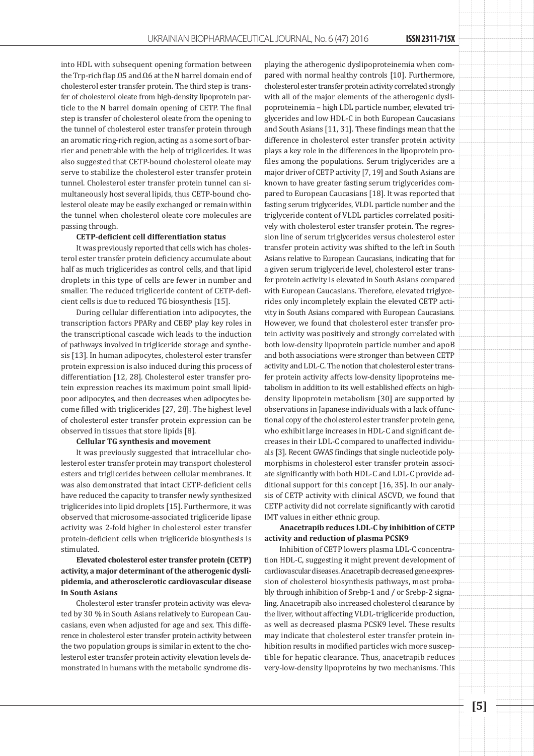into HDL with subsequent opening formation between the Trp-rich flap Ω5 and Ω6 at the N barrel domain end of cholesterol ester transfer protein. The third step is transfer of cholesterol oleate from high-density lipoprotein particle to the N barrel domain opening of CETP. The final step is transfer of cholesterol oleate from the opening to the tunnel of cholesterol ester transfer protein through an aromatic ring-rich region, acting as a some sort of barrier and penetrable with the help of triglicerides. It was also suggested that CETP-bound cholesterol oleate may serve to stabilize the cholesterol ester transfer protein tunnel. Cholesterol ester transfer protein tunnel can simultaneously host several lipids, thus CETP-bound cholesterol oleate may be easily exchanged or remain within the tunnel when cholesterol oleate core molecules are passing through.

**CETP-deficient cell differentiation status**

It was previously reported that cells wich has cholesterol ester transfer protein deficiency accumulate about half as much triglicerides as control cells, and that lipid droplets in this type of cells are fewer in number and smaller. The reduced trigliceride content of CETP-deficient cells is due to reduced TG biosynthesis [15].

During cellular differentiation into adipocytes, the transcription factors PPARγ and CEBP play key roles in the transcriptional cascade wich leads to the induction of pathways involved in trigliceride storage and synthesis [13]. In human adipocytes, cholesterol ester transfer protein expression is also induced during this process of differentiation [12, 28]. Cholesterol ester transfer protein expression reaches its maximum point small lipid-poor adipocytes, and then decreases when adipocytes become filled with triglicerides [27, 28]. The highest level of cholesterol ester transfer protein expression can be observed in tissues that store lipids [8].

**Cellular TG synthesis and movement**

It was previously suggested that intracellular cholesterol ester transfer protein may transport cholesterol esters and triglicerides between cellular membranes. It was also demonstrated that intact CETP-deficient cells have reduced the capacity to transfer newly synthesized triglicerides into lipid droplets [15]. Furthermore, it was observed that microsome-associated trigliceride lipase activity was 2-fold higher in cholesterol ester transfer protein-deficient cells when trigliceride biosynthesis is stimulated.

**Elevated cholesterol ester transfer protein (CETP) activity, a major determinant of the atherogenic dyslipidemia, and atherosclerotic cardiovascular disease in South Asians**

Cholesterol ester transfer protein activity was elevated by 30 % in South Asians relatively to European Caucasians, even when adjusted for age and sex. This difference in cholesterol ester transfer protein activity between the two population groups is similar in extent to the cholesterol ester transfer protein activity elevation levels demonstrated in humans with the metabolic syndrome displaying the atherogenic dyslipoproteinemia when compared with normal healthy controls [10]. Furthermore, cholesterol ester transfer protein activity correlated strongly with all of the major elements of the atherogenic dyslipoproteinemia – high LDL particle number, elevated triglycerides and low HDL-C in both European Caucasians and South Asians [11, 31]. These findings mean that the difference in cholesterol ester transfer protein activity plays a key role in the differences in the lipoprotein profiles among the populations. Serum triglycerides are a major driver of CETP activity [7, 19] and South Asians are known to have greater fasting serum triglycerides compared to European Caucasians [18]. It was reported that fasting serum triglycerides, VLDL particle number and the triglyceride content of VLDL particles correlated positively with cholesterol ester transfer protein. The regression line of serum triglycerides versus cholesterol ester transfer protein activity was shifted to the left in South Asians relative to European Caucasians, indicating that for a given serum triglyceride level, cholesterol ester transfer protein activity is elevated in South Asians compared with European Caucasians. Therefore, elevated triglycerides only incompletely explain the elevated CETP activity in South Asians compared with European Caucasians. However, we found that cholesterol ester transfer protein activity was positively and strongly correlated with both low-density lipoprotein particle number and apoB and both associations were stronger than between CETP activity and LDL-C. The notion that cholesterol ester transfer protein activity affects low-density lipoproteins metabolism in addition to its well established effects on high-density lipoprotein metabolism [30] are supported by observations in Japanese individuals with a lack of functional copy of the cholesterol ester transfer protein gene, who exhibit large increases in HDL-C and significant decreases in their LDL-C compared to unaffected individuals [3]. Recent GWAS findings that single nucleotide polymorphisms in cholesterol ester transfer protein associate significantly with both HDL-C and LDL-C provide additional support for this concept [16, 35]. In our analysis of CETP activity with clinical ASCVD, we found that CETP activity did not correlate significantly with carotid IMT values in either ethnic group.

**Anacetrapib reduces LDL-C by inhibition of CETP activity and reduction of plasma PCSK9**

Inhibition of CETP lowers plasma LDL-C concentration HDL-C, suggesting it might prevent development of cardiovascular diseases. Anacetrapib decreased gene expression of cholesterol biosynthesis pathways, most probably through inhibition of Srebp-1 and / or Srebp-2 signaling. Anacetrapib also increased cholesterol clearance by the liver, without affecting VLDL-trigliceride production, as well as decreased plasma PCSK9 level. These results may indicate that cholesterol ester transfer protein inhibition results in modified particles wich more susceptible for hepatic clearance. Thus, anacetrapib reduces very-low-density lipoproteins by two mechanisms. This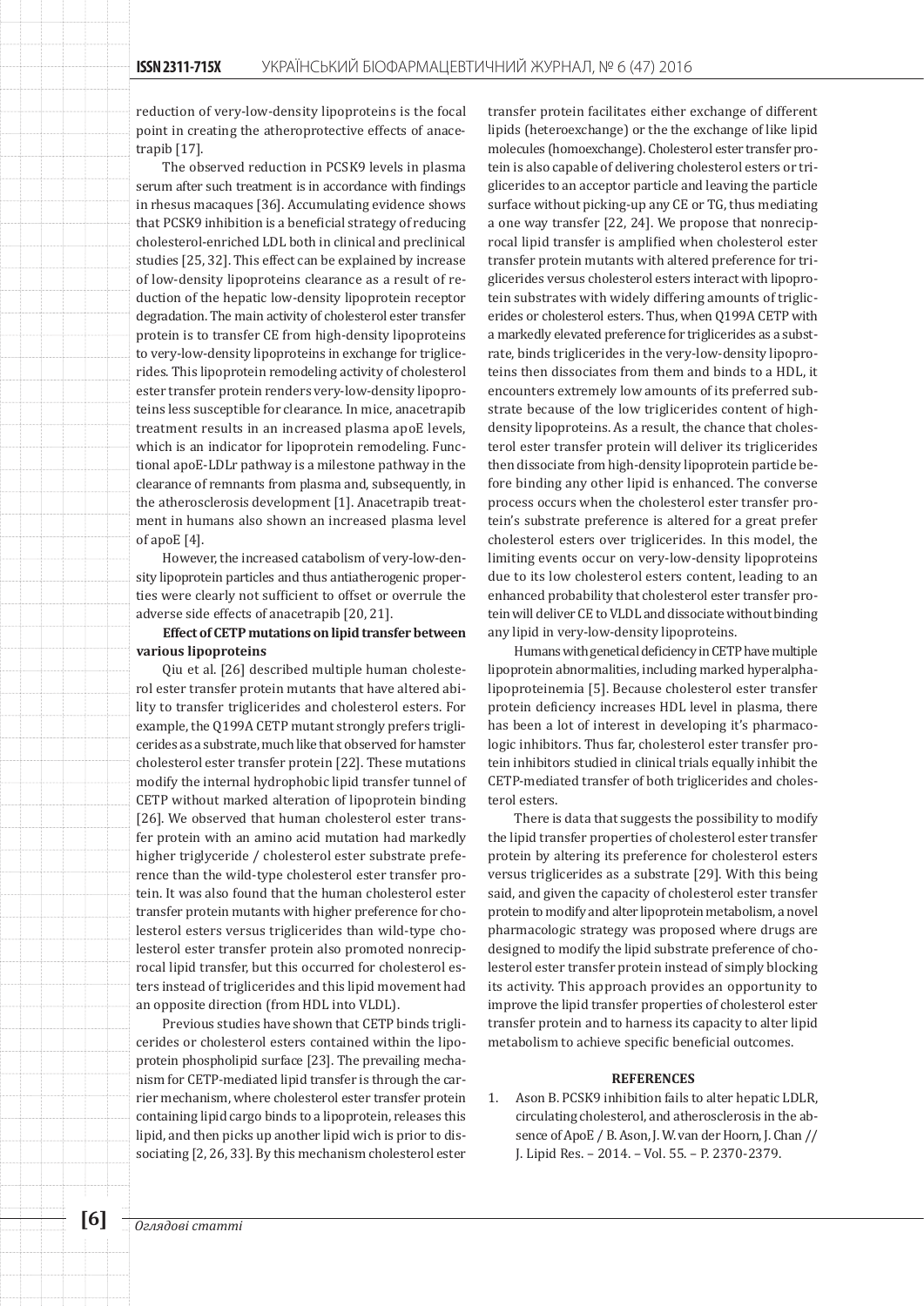reduction of very-low-density lipoproteins is the focal point in creating the atheroprotective effects of anacetrapib [17].

The observed reduction in PCSK9 levels in plasma serum after such treatment is in accordance with findings in rhesus macaques [36]. Accumulating evidence shows that PCSK9 inhibition is a beneficial strategy of reducing cholesterol-enriched LDL both in clinical and preclinical studies [25, 32]. This effect can be explained by increase of low-density lipoproteins clearance as a result of reduction of the hepatic low-density lipoprotein receptor degradation. The main activity of cholesterol ester transfer protein is to transfer CE from high-density lipoproteins to very-low-density lipoproteins in exchange for triglicerides. This lipoprotein remodeling activity of cholesterol ester transfer protein renders very-low-density lipoproteins less susceptible for clearance. In mice, anacetrapib treatment results in an increased plasma apoE levels, which is an indicator for lipoprotein remodeling. Functional apoE-LDLr pathway is a milestone pathway in the clearance of remnants from plasma and, subsequently, in the atherosclerosis development [1]. Anacetrapib treatment in humans also shown an increased plasma level of apoE [4].

However, the increased catabolism of very-low-density lipoprotein particles and thus antiatherogenic properties were clearly not sufficient to offset or overrule the adverse side effects of anacetrapib [20, 21].

**Effect of CETP mutations on lipid transfer between various lipoproteins**

Qiu et al. [26] described multiple human cholesterol ester transfer protein mutants that have altered ability to transfer triglicerides and cholesterol esters. For example, the Q199A CETP mutant strongly prefers triglicerides as a substrate, much like that observed for hamster cholesterol ester transfer protein [22]. These mutations modify the internal hydrophobic lipid transfer tunnel of CETP without marked alteration of lipoprotein binding [26]. We observed that human cholesterol ester transfer protein with an amino acid mutation had markedly higher triglyceride / cholesterol ester substrate preference than the wild-type cholesterol ester transfer protein. It was also found that the human cholesterol ester transfer protein mutants with higher preference for cholesterol esters versus triglicerides than wild-type cholesterol ester transfer protein also promoted nonreciprocal lipid transfer, but this occurred for cholesterol esters instead of triglicerides and this lipid movement had an opposite direction (from HDL into VLDL).

Previous studies have shown that CETP binds triglicerides or cholesterol esters contained within the lipoprotein phospholipid surface [23]. The prevailing mechanism for CETP-mediated lipid transfer is through the carrier mechanism, where cholesterol ester transfer protein containing lipid cargo binds to a lipoprotein, releases this lipid, and then picks up another lipid wich is prior to dissociating [2, 26, 33]. By this mechanism cholesterol ester transfer protein facilitates either exchange of different lipids (heteroexchange) or the the exchange of like lipid molecules (homoexchange). Cholesterol ester transfer protein is also capable of delivering cholesterol esters or triglicerides to an acceptor particle and leaving the particle surface without picking-up any CE or TG, thus mediating a one way transfer [22, 24]. We propose that nonreciprocal lipid transfer is amplified when cholesterol ester transfer protein mutants with altered preference for triglicerides versus cholesterol esters interact with lipoprotein substrates with widely differing amounts of triglicerides or cholesterol esters. Thus, when Q199A CETP with a markedly elevated preference for triglicerides as a substrate, binds triglicerides in the very-low-density lipoproteins then dissociates from them and binds to a HDL, it encounters extremely low amounts of its preferred substrate because of the low triglicerides content of high-density lipoproteins. As a result, the chance that cholesterol ester transfer protein will deliver its triglicerides then dissociate from high-density lipoprotein particle before binding any other lipid is enhanced. The converse process occurs when the cholesterol ester transfer protein's substrate preference is altered for a great prefer cholesterol esters over triglicerides. In this model, the limiting events occur on very-low-density lipoproteins due to its low cholesterol esters content, leading to an enhanced probability that cholesterol ester transfer protein will deliver CE to VLDL and dissociate without binding any lipid in very-low-density lipoproteins.

Humans with genetical deficiency in CETP have multiple lipoprotein abnormalities, including marked hyperalphalipoproteinemia [5]. Because cholesterol ester transfer protein deficiency increases HDL level in plasma, there has been a lot of interest in developing it's pharmacologic inhibitors. Thus far, cholesterol ester transfer protein inhibitors studied in clinical trials equally inhibit the CETP-mediated transfer of both triglicerides and cholesterol esters.

There is data that suggests the possibility to modify the lipid transfer properties of cholesterol ester transfer protein by altering its preference for cholesterol esters versus triglicerides as a substrate [29]. With this being said, and given the capacity of cholesterol ester transfer protein to modify and alter lipoprotein metabolism, a novel pharmacologic strategy was proposed where drugs are designed to modify the lipid substrate preference of cholesterol ester transfer protein instead of simply blocking its activity. This approach provides an opportunity to improve the lipid transfer properties of cholesterol ester transfer protein and to harness its capacity to alter lipid metabolism to achieve specific beneficial outcomes.

**REFERENCES**

1. Ason B. PCSK9 inhibition fails to alter hepatic LDLR, circulating cholesterol, and atherosclerosis in the absence of ApoE / B. Ason, J. W. van der Hoorn, J. Chan // J. Lipid Res. – 2014. – Vol. 55. – P. 2370-2379.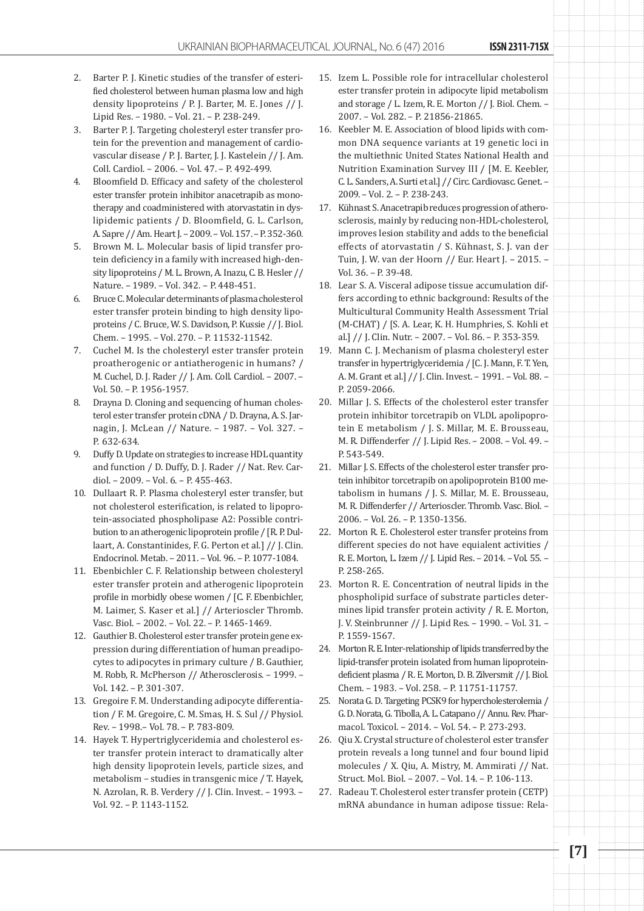2. Barter P. J. Kinetic studies of the transfer of esterified cholesterol between human plasma low and high density lipoproteins / P. J. Barter, M. E. Jones // J. Lipid Res. – 1980. – Vol. 21. – P. 238-249.
3. Barter P. J. Targeting cholesteryl ester transfer protein for the prevention and management of cardiovascular disease / P. J. Barter, J. J. Kastelein // J. Am. Coll. Cardiol. – 2006. – Vol. 47. – P. 492-499.
4. Bloomfield D. Efficacy and safety of the cholesterol ester transfer protein inhibitor anacetrapib as monotherapy and coadministered with atorvastatin in dyslipidemic patients / D. Bloomfield, G. L. Carlson, A. Sapre // Am. Heart J. – 2009. – Vol. 157. – P. 352-360.
5. Brown M. L. Molecular basis of lipid transfer protein deficiency in a family with increased high-density lipoproteins / M. L. Brown, A. Inazu, C. B. Hesler // Nature. – 1989. – Vol. 342. – P. 448-451.
6. Bruce C. Molecular determinants of plasma cholesterol ester transfer protein binding to high density lipoproteins / C. Bruce, W. S. Davidson, P. Kussie // J. Biol. Chem. – 1995. – Vol. 270. – P. 11532-11542.
7. Cuchel M. Is the cholesteryl ester transfer protein proatherogenic or antiatherogenic in humans? / M. Cuchel, D. J. Rader // J. Am. Coll. Cardiol. – 2007. – Vol. 50. – P. 1956-1957.
8. Drayna D. Cloning and sequencing of human cholesterol ester transfer protein cDNA / D. Drayna, A. S. Jarnagin, J. McLean // Nature. – 1987. – Vol. 327. – P. 632-634.
9. Duffy D. Update on strategies to increase HDL quantity and function / D. Duffy, D. J. Rader // Nat. Rev. Cardiol. – 2009. – Vol. 6. – P. 455-463.
10. Dullaart R. P. Plasma cholesteryl ester transfer, but not cholesterol esterification, is related to lipoprotein-associated phospholipase A2: Possible contribution to an atherogenic lipoprotein profile / [R. P. Dullaart, A. Constantinides, F. G. Perton et al.] // J. Clin. Endocrinol. Metab. – 2011. – Vol. 96. – P. 1077-1084.
11. Ebenbichler C. F. Relationship between cholesteryl ester transfer protein and atherogenic lipoprotein profile in morbidly obese women / [C. F. Ebenbichler, M. Laimer, S. Kaser et al.] // Arterioscler Thromb. Vasc. Biol. – 2002. – Vol. 22. – P. 1465-1469.
12. Gauthier B. Cholesterol ester transfer protein gene expression during differentiation of human preadipocytes to adipocytes in primary culture / B. Gauthier, M. Robb, R. McPherson // Atherosclerosis. – 1999. – Vol. 142. – P. 301-307.
13. Gregoire F. M. Understanding adipocyte differentiation / F. M. Gregoire, C. M. Smas, H. S. Sul // Physiol. Rev. – 1998.– Vol. 78. – P. 783-809.
14. Hayek T. Hypertriglyceridemia and cholesterol ester transfer protein interact to dramatically alter high density lipoprotein levels, particle sizes, and metabolism – studies in transgenic mice / T. Hayek, N. Azrolan, R. B. Verdery // J. Clin. Invest. – 1993. – Vol. 92. – P. 1143-1152.
15. Izem L. Possible role for intracellular cholesterol ester transfer protein in adipocyte lipid metabolism and storage / L. Izem, R. E. Morton // J. Biol. Chem. – 2007. – Vol. 282. – P. 21856-21865.
16. Keebler M. E. Association of blood lipids with common DNA sequence variants at 19 genetic loci in the multiethnic United States National Health and Nutrition Examination Survey III / [M. E. Keebler, C. L. Sanders, A. Surti et al.] // Circ. Cardiovasc. Genet. – 2009. – Vol. 2. – P. 238-243.
17. Kühnast S. Anacetrapib reduces progression of atherosclerosis, mainly by reducing non-HDL-cholesterol, improves lesion stability and adds to the beneficial effects of atorvastatin / S. Kühnast, S. J. van der Tuin, J. W. van der Hoorn // Eur. Heart J. – 2015. – Vol. 36. – P. 39-48.
18. Lear S. A. Visceral adipose tissue accumulation differs according to ethnic background: Results of the Multicultural Community Health Assessment Trial (M-CHAT) / [S. A. Lear, K. H. Humphries, S. Kohli et al.] // J. Clin. Nutr. – 2007. – Vol. 86. – P. 353-359.
19. Mann C. J. Mechanism of plasma cholesteryl ester transfer in hypertriglyceridemia / [C. J. Mann, F. T. Yen, A. M. Grant et al.] // J. Clin. Invest. – 1991. – Vol. 88. – P. 2059-2066.
20. Millar J. S. Effects of the cholesterol ester transfer protein inhibitor torcetrapib on VLDL apolipoprotein E metabolism / J. S. Millar, M. E. Brousseau, M. R. Diffenderfer // J. Lipid Res. – 2008. – Vol. 49. – P. 543-549.
21. Millar J. S. Effects of the cholesterol ester transfer protein inhibitor torcetrapib on apolipoprotein B100 metabolism in humans / J. S. Millar, M. E. Brousseau, M. R. Diffenderfer // Arterioscler. Thromb. Vasc. Biol. – 2006. – Vol. 26. – P. 1350-1356.
22. Morton R. E. Cholesterol ester transfer proteins from different species do not have equialent activities / R. E. Morton, L. Izem // J. Lipid Res. – 2014. – Vol. 55. – P. 258-265.
23. Morton R. E. Concentration of neutral lipids in the phospholipid surface of substrate particles determines lipid transfer protein activity / R. E. Morton, J. V. Steinbrunner // J. Lipid Res. – 1990. – Vol. 31. – P. 1559-1567.
24. Morton R. E. Inter-relationship of lipids transferred by the lipid-transfer protein isolated from human lipoprotein-deficient plasma / R. E. Morton, D. B. Zilversmit // J. Biol. Chem. – 1983. – Vol. 258. – P. 11751-11757.
25. Norata G. D. Targeting PCSK9 for hypercholesterolemia / G. D. Norata, G. Tibolla, A. L. Catapano // Annu. Rev. Pharmacol. Toxicol. – 2014. – Vol. 54. – P. 273-293.
26. Qiu X. Crystal structure of cholesterol ester transfer protein reveals a long tunnel and four bound lipid molecules / X. Qiu, A. Mistry, M. Ammirati // Nat. Struct. Mol. Biol. – 2007. – Vol. 14. – P. 106-113.
27. Radeau T. Cholesterol ester transfer protein (CETP) mRNA abundance in human adipose tissue: Rela-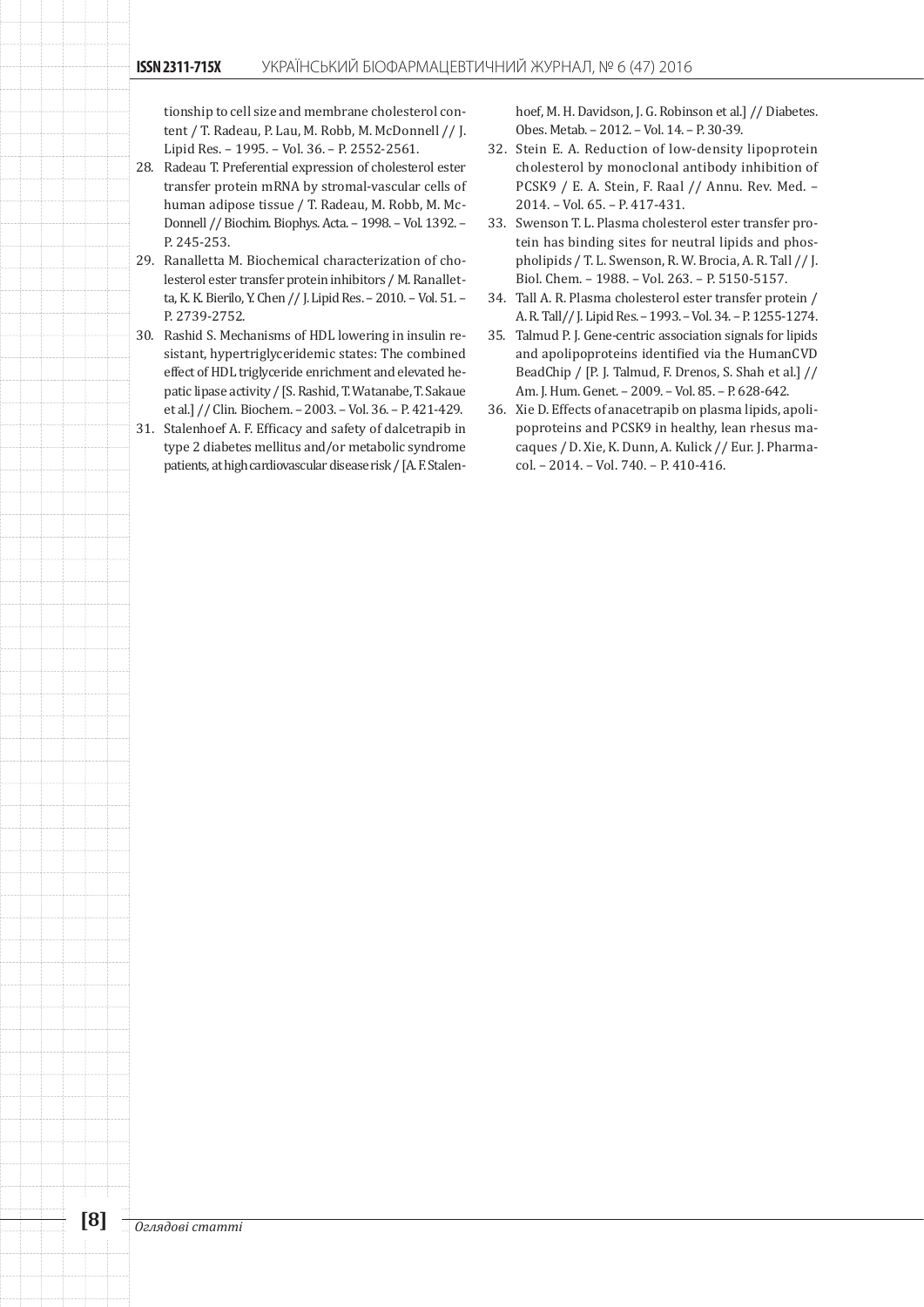tionship to cell size and membrane cholesterol content / T. Radeau, P. Lau, M. Robb, M. McDonnell // J. Lipid Res. – 1995. – Vol. 36. – P. 2552-2561.

28. Radeau T. Preferential expression of cholesterol ester transfer protein mRNA by stromal-vascular cells of human adipose tissue / T. Radeau, M. Robb, M. McDonnell // Biochim. Biophys. Acta. – 1998. – Vol. 1392. – P. 245-253.
29. Ranalletta M. Biochemical characterization of cholesterol ester transfer protein inhibitors / M. Ranalletta, K. K. Bierilo, Y. Chen // J. Lipid Res. – 2010. – Vol. 51. – P. 2739-2752.
30. Rashid S. Mechanisms of HDL lowering in insulin resistant, hypertriglyceridemic states: The combined effect of HDL triglyceride enrichment and elevated hepatic lipase activity / [S. Rashid, T. Watanabe, T. Sakaue et al.] // Clin. Biochem. – 2003. – Vol. 36. – P. 421-429.
31. Stalenhoef A. F. Efficacy and safety of dalcetrapib in type 2 diabetes mellitus and/or metabolic syndrome patients, at high cardiovascular disease risk / [A. F. Stalenhoef, M. H. Davidson, J. G. Robinson et al.] // Diabetes. Obes. Metab. – 2012. – Vol. 14. – P. 30-39.
32. Stein E. A. Reduction of low-density lipoprotein cholesterol by monoclonal antibody inhibition of PCSK9 / E. A. Stein, F. Raal // Annu. Rev. Med. – 2014. – Vol. 65. – P. 417-431.
33. Swenson T. L. Plasma cholesterol ester transfer protein has binding sites for neutral lipids and phospholipids / T. L. Swenson, R. W. Brocia, A. R. Tall // J. Biol. Chem. – 1988. – Vol. 263. – P. 5150-5157.
34. Tall A. R. Plasma cholesterol ester transfer protein / A. R. Tall // J. Lipid Res. – 1993. – Vol. 34. – P. 1255-1274.
35. Talmud P. J. Gene-centric association signals for lipids and apolipoproteins identified via the HumanCVD BeadChip / [P. J. Talmud, F. Drenos, S. Shah et al.] // Am. J. Hum. Genet. – 2009. – Vol. 85. – P. 628-642.
36. Xie D. Effects of anacetrapib on plasma lipids, apolipoproteins and PCSK9 in healthy, lean rhesus macaques / D. Xie, K. Dunn, A. Kulick // Eur. J. Pharmacol. – 2014. – Vol. 740. – P. 410-416.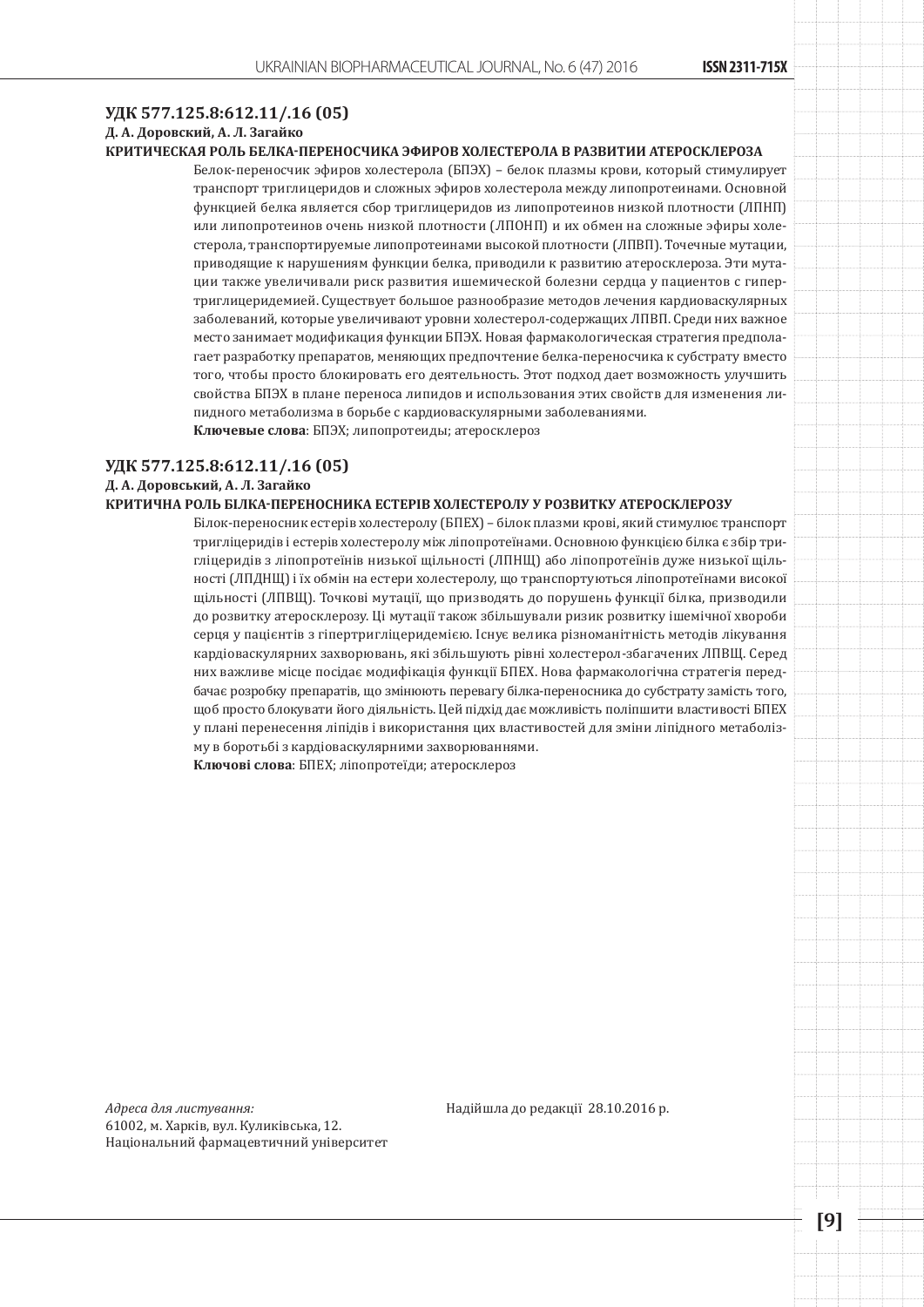**УДК 577.125.8:612.11/.16 (05)**

**Д. А. Доровский, А. Л. Загайко**

**КРИТИЧЕСКАЯ РОЛЬ БЕЛКА-ПЕРЕНОСЧИКА ЭФИРОВ ХОЛЕСТЕРОЛА В РАЗВИТИИ АТЕРОСКЛЕРОЗА**

Белок-переносчик эфиров холестерола (БПЭХ) – белок плазмы крови, который стимулирует транспорт триглицеридов и сложных эфиров холестерола между липопротеинами. Основной функцией белка является сбор триглицеридов из липопротеинов низкой плотности (ЛПНП) или липопротеинов очень низкой плотности (ЛПОНП) и их обмен на сложные эфиры холестерола, транспортируемые липопротеинами высокой плотности (ЛПВП). Точечные мутации, приводящие к нарушениям функции белка, приводили к развитию атеросклероза. Эти мутации также увеличивали риск развития ишемической болезни сердца у пациентов с гипертриглицеридемией. Существует большое разнообразие методов лечения кардиоваскулярных заболеваний, которые увеличивают уровни холестерол-содержащих ЛПВП. Среди них важное место занимает модификация функции БПЭХ. Новая фармакологическая стратегия предполагает разработку препаратов, меняющих предпочтение белка-переносчика к субстрату вместо того, чтобы просто блокировать его деятельность. Этот подход дает возможность улучшить свойства БПЭХ в плане переноса липидов и использования этих свойств для изменения липидного метаболизма в борьбе с кардиоваскулярными заболеваниями.

**Ключевые слова**: БПЭХ; липопротеиды; атеросклероз

**УДК 577.125.8:612.11/.16 (05)**

**Д. А. Доровський, А. Л. Загайко**

**КРИТИЧНА РОЛЬ БІЛКА-ПЕРЕНОСНИКА ЕСТЕРІВ ХОЛЕСТЕРОЛУ У РОЗВИТКУ АТЕРОСКЛЕРОЗУ**

Білок-переносник естерів холестеролу (БПЕХ) – білок плазми крові, який стимулює транспорт тригліцеридів і естерів холестеролу між ліпопротеїнами. Основною функцією білка є збір тригліцеридів з ліпопротеїнів низької щільності (ЛПНЩ) або ліпопротеїнів дуже низької щільності (ЛПДНЩ) і їх обмін на естери холестеролу, що транспортуються ліпопротеїнами високої щільності (ЛПВЩ). Точкові мутації, що призводять до порушень функції білка, призводили до розвитку атеросклерозу. Ці мутації також збільшували ризик розвитку ішемічної хвороби серця у пацієнтів з гіпертригліцеридемією. Існує велика різноманітність методів лікування кардіоваскулярних захворювань, які збільшують рівні холестерол-збагачених ЛПВЩ. Серед них важливе місце посідає модифікація функції БПЕХ. Нова фармакологічна стратегія передбачає розробку препаратів, що змінюють перевагу білка-переносника до субстрату замість того, щоб просто блокувати його діяльність. Цей підхід дає можливість поліпшити властивості БПЕХ у плані перенесення ліпідів і використання цих властивостей для зміни ліпідного метаболізму в боротьбі з кардіоваскулярними захворюваннями.

**Ключові слова**: БПЕХ; ліпопротеїди; атеросклероз

*Адреса для листування:*
61002, м. Харків, вул. Куликівська, 12.
Національний фармацевтичний університет

Надійшла до редакції 28.10.2016 р.